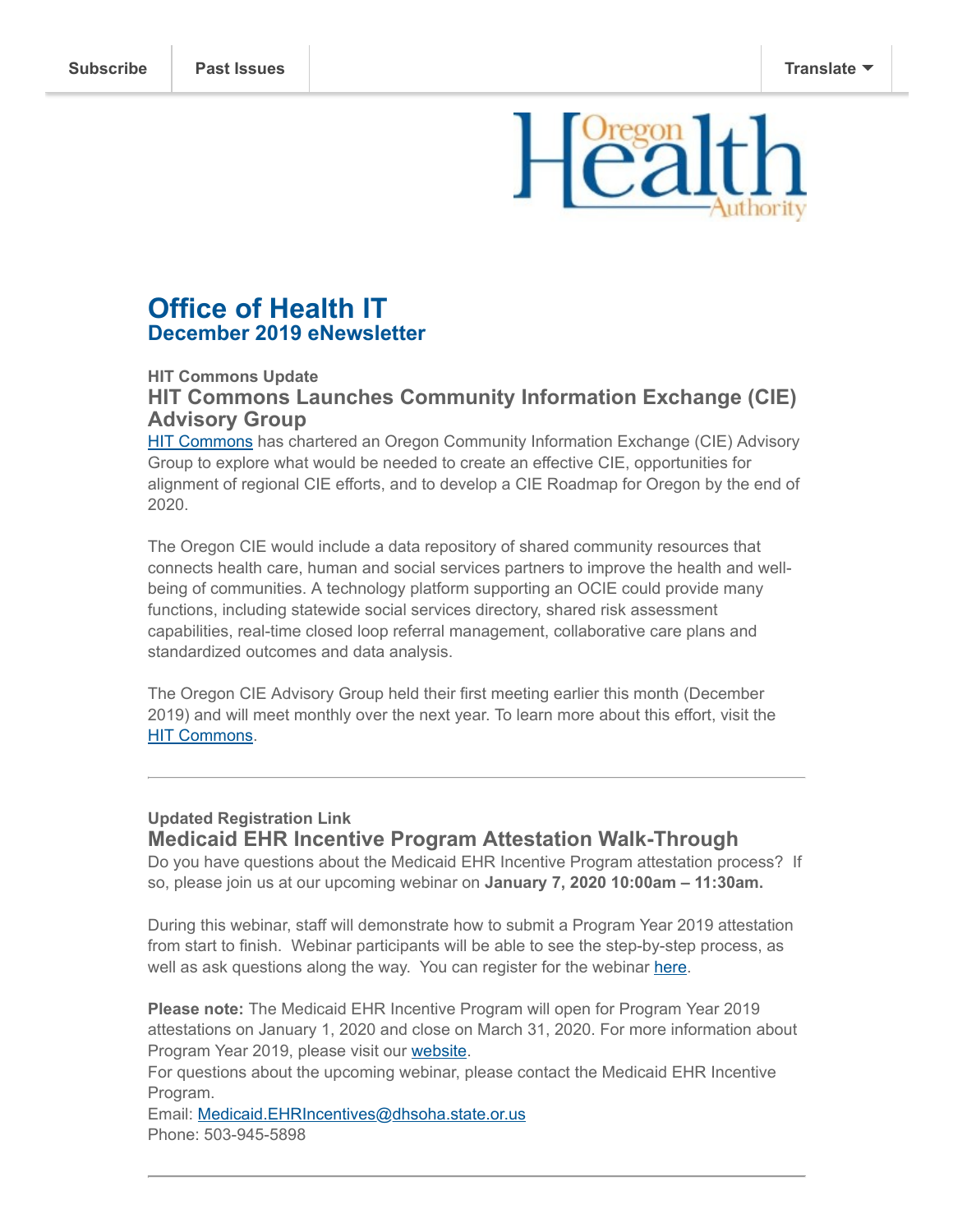Subscribe | Past Issues | Translate

# Office of Health IT
## December 2019 eNewsletter

**HIT Commons Update**

### HIT Commons Launches Community Information Exchange (CIE) Advisory Group

HIT Commons has chartered an Oregon Community Information Exchange (CIE) Advisory Group to explore what would be needed to create an effective CIE, opportunities for alignment of regional CIE efforts, and to develop a CIE Roadmap for Oregon by the end of 2020.

The Oregon CIE would include a data repository of shared community resources that connects health care, human and social services partners to improve the health and well-being of communities. A technology platform supporting an OCIE could provide many functions, including statewide social services directory, shared risk assessment capabilities, real-time closed loop referral management, collaborative care plans and standardized outcomes and data analysis.

The Oregon CIE Advisory Group held their first meeting earlier this month (December 2019) and will meet monthly over the next year. To learn more about this effort, visit the HIT Commons.

---

**Updated Registration Link**

### Medicaid EHR Incentive Program Attestation Walk-Through

Do you have questions about the Medicaid EHR Incentive Program attestation process? If so, please join us at our upcoming webinar on **January 7, 2020 10:00am – 11:30am.**

During this webinar, staff will demonstrate how to submit a Program Year 2019 attestation from start to finish. Webinar participants will be able to see the step-by-step process, as well as ask questions along the way. You can register for the webinar here.

**Please note:** The Medicaid EHR Incentive Program will open for Program Year 2019 attestations on January 1, 2020 and close on March 31, 2020. For more information about Program Year 2019, please visit our website.
For questions about the upcoming webinar, please contact the Medicaid EHR Incentive Program.
Email: Medicaid.EHRIncentives@dhsoha.state.or.us
Phone: 503-945-5898

---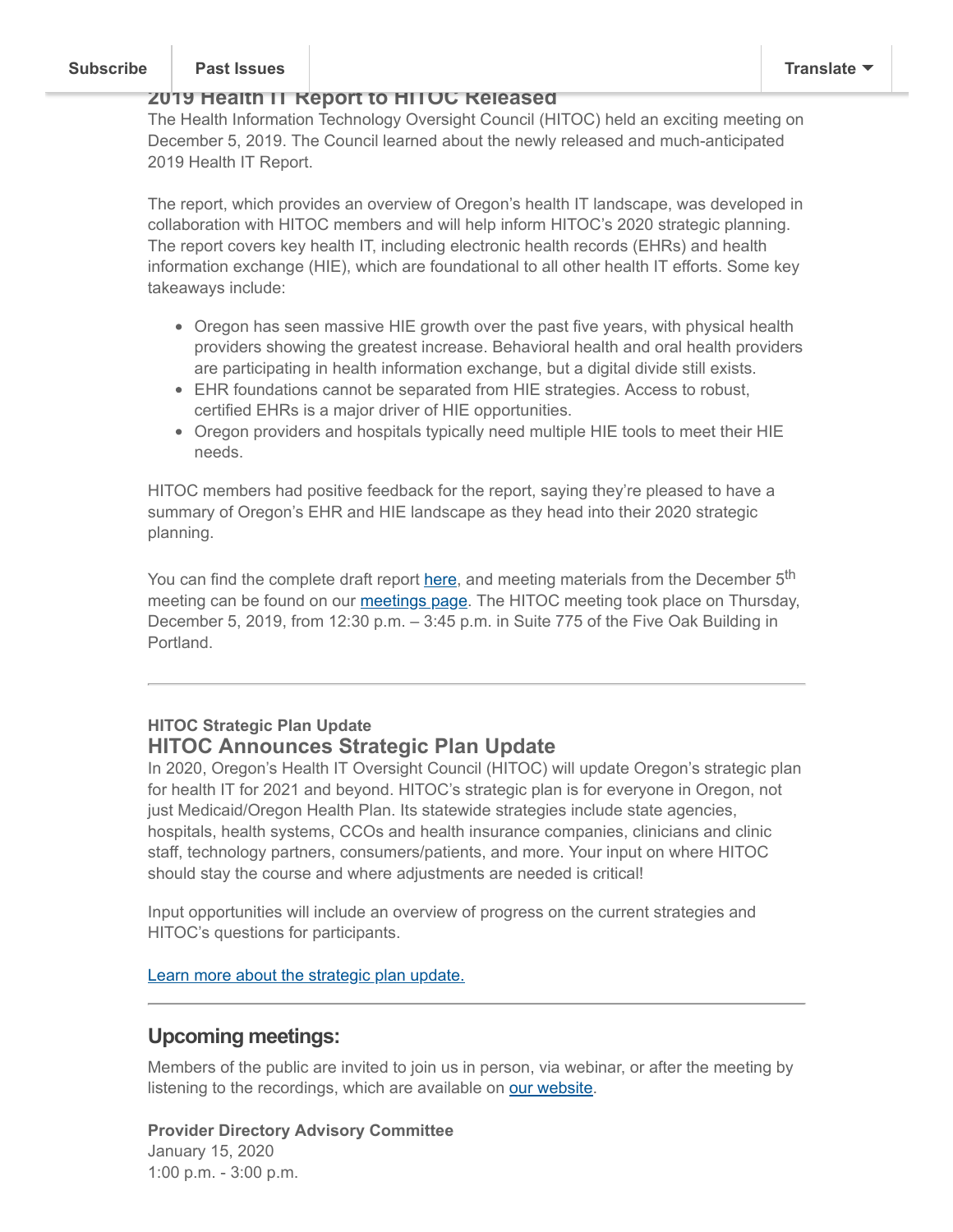## 2019 Health IT Report to HITOC Released

The Health Information Technology Oversight Council (HITOC) held an exciting meeting on December 5, 2019. The Council learned about the newly released and much-anticipated 2019 Health IT Report.

The report, which provides an overview of Oregon's health IT landscape, was developed in collaboration with HITOC members and will help inform HITOC's 2020 strategic planning. The report covers key health IT, including electronic health records (EHRs) and health information exchange (HIE), which are foundational to all other health IT efforts. Some key takeaways include:

- Oregon has seen massive HIE growth over the past five years, with physical health providers showing the greatest increase. Behavioral health and oral health providers are participating in health information exchange, but a digital divide still exists.
- EHR foundations cannot be separated from HIE strategies. Access to robust, certified EHRs is a major driver of HIE opportunities.
- Oregon providers and hospitals typically need multiple HIE tools to meet their HIE needs.

HITOC members had positive feedback for the report, saying they're pleased to have a summary of Oregon's EHR and HIE landscape as they head into their 2020 strategic planning.

You can find the complete draft report here, and meeting materials from the December 5th meeting can be found on our meetings page. The HITOC meeting took place on Thursday, December 5, 2019, from 12:30 p.m. – 3:45 p.m. in Suite 775 of the Five Oak Building in Portland.

---

**HITOC Strategic Plan Update**

## HITOC Announces Strategic Plan Update

In 2020, Oregon's Health IT Oversight Council (HITOC) will update Oregon's strategic plan for health IT for 2021 and beyond. HITOC's strategic plan is for everyone in Oregon, not just Medicaid/Oregon Health Plan. Its statewide strategies include state agencies, hospitals, health systems, CCOs and health insurance companies, clinicians and clinic staff, technology partners, consumers/patients, and more. Your input on where HITOC should stay the course and where adjustments are needed is critical!

Input opportunities will include an overview of progress on the current strategies and HITOC's questions for participants.

Learn more about the strategic plan update.

---

## Upcoming meetings:

Members of the public are invited to join us in person, via webinar, or after the meeting by listening to the recordings, which are available on our website.

**Provider Directory Advisory Committee**
January 15, 2020
1:00 p.m. - 3:00 p.m.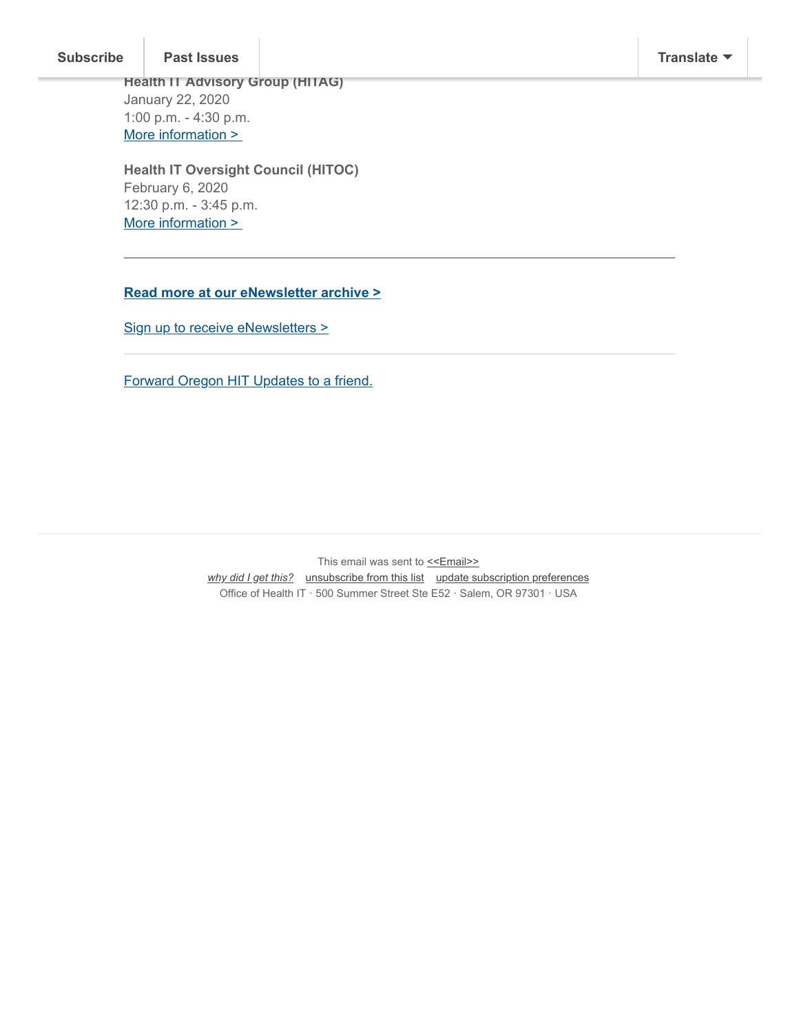Subscribe | Past Issues | Translate

**Health IT Advisory Group (HITAG)**
January 22, 2020
1:00 p.m. - 4:30 p.m.
More information >

**Health IT Oversight Council (HITOC)**
February 6, 2020
12:30 p.m. - 3:45 p.m.
More information >

---

**Read more at our eNewsletter archive >**

Sign up to receive eNewsletters >

---

Forward Oregon HIT Updates to a friend.

---

This email was sent to <<Email>>
*why did I get this?* unsubscribe from this list update subscription preferences
Office of Health IT · 500 Summer Street Ste E52 · Salem, OR 97301 · USA